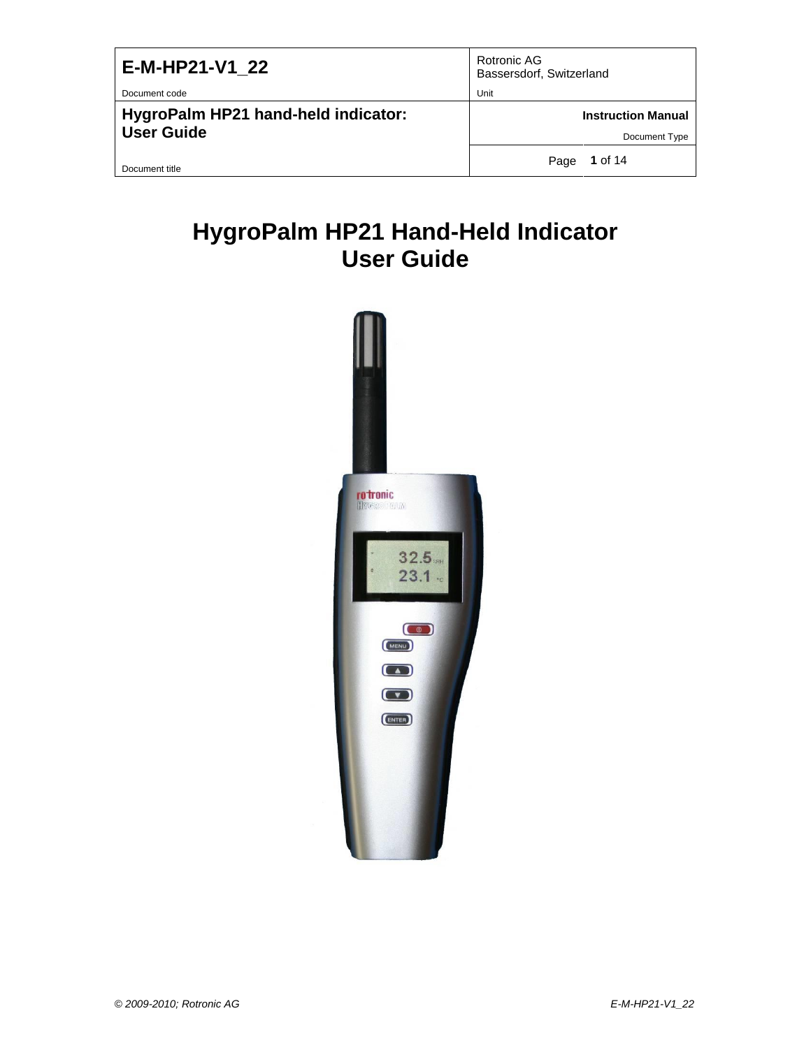| E-M-HP21-V1_22 | Rotronic AG<br>Bassersdorf, Switzerland |
|---|---|
| Document code | Unit |
| HygroPalm HP21 hand-held indicator:<br>User Guide | Instruction Manual<br>Document Type |
| Document title | Page 1 of 14 |

# HygroPalm HP21 Hand-Held Indicator
# User Guide

© 2009-2010; Rotronic AG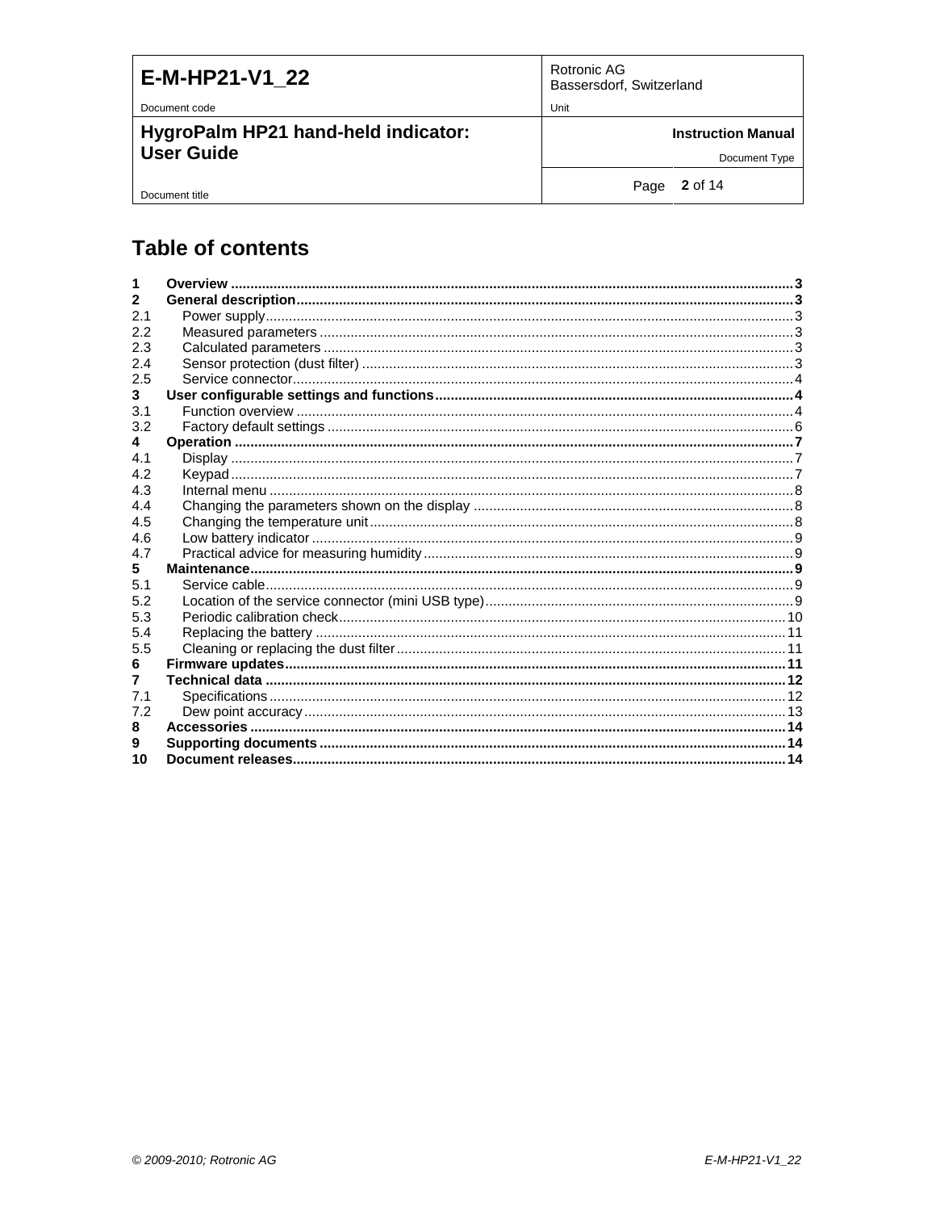# Table of contents

| | | |
|---|---|---|
| **1** | **Overview** | **3** |
| **2** | **General description** | **3** |
| 2.1 | Power supply | 3 |
| 2.2 | Measured parameters | 3 |
| 2.3 | Calculated parameters | 3 |
| 2.4 | Sensor protection (dust filter) | 3 |
| 2.5 | Service connector | 4 |
| **3** | **User configurable settings and functions** | **4** |
| 3.1 | Function overview | 4 |
| 3.2 | Factory default settings | 6 |
| **4** | **Operation** | **7** |
| 4.1 | Display | 7 |
| 4.2 | Keypad | 7 |
| 4.3 | Internal menu | 8 |
| 4.4 | Changing the parameters shown on the display | 8 |
| 4.5 | Changing the temperature unit | 8 |
| 4.6 | Low battery indicator | 9 |
| 4.7 | Practical advice for measuring humidity | 9 |
| **5** | **Maintenance** | **9** |
| 5.1 | Service cable | 9 |
| 5.2 | Location of the service connector (mini USB type) | 9 |
| 5.3 | Periodic calibration check | 10 |
| 5.4 | Replacing the battery | 11 |
| 5.5 | Cleaning or replacing the dust filter | 11 |
| **6** | **Firmware updates** | **11** |
| **7** | **Technical data** | **12** |
| 7.1 | Specifications | 12 |
| 7.2 | Dew point accuracy | 13 |
| **8** | **Accessories** | **14** |
| **9** | **Supporting documents** | **14** |
| **10** | **Document releases** | **14** |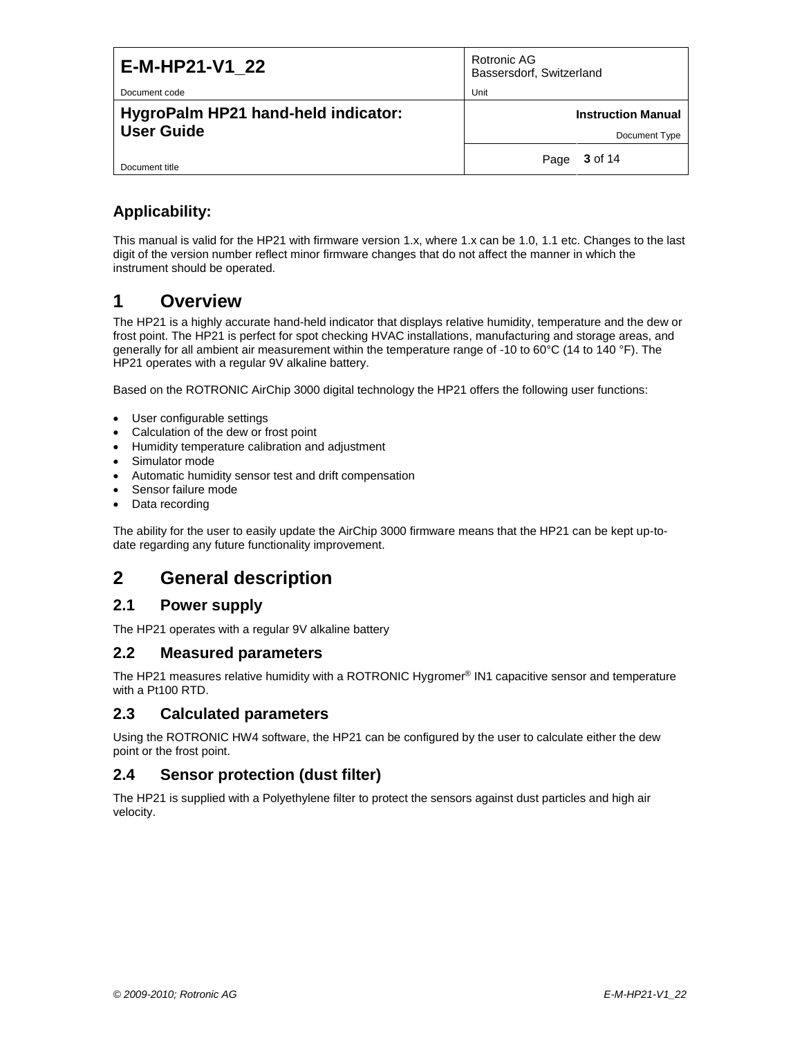## Applicability:

This manual is valid for the HP21 with firmware version 1.x, where 1.x can be 1.0, 1.1 etc. Changes to the last digit of the version number reflect minor firmware changes that do not affect the manner in which the instrument should be operated.

# 1 Overview

The HP21 is a highly accurate hand-held indicator that displays relative humidity, temperature and the dew or frost point. The HP21 is perfect for spot checking HVAC installations, manufacturing and storage areas, and generally for all ambient air measurement within the temperature range of -10 to 60°C (14 to 140 °F). The HP21 operates with a regular 9V alkaline battery.

Based on the ROTRONIC AirChip 3000 digital technology the HP21 offers the following user functions:

- User configurable settings
- Calculation of the dew or frost point
- Humidity temperature calibration and adjustment
- Simulator mode
- Automatic humidity sensor test and drift compensation
- Sensor failure mode
- Data recording

The ability for the user to easily update the AirChip 3000 firmware means that the HP21 can be kept up-to-date regarding any future functionality improvement.

# 2 General description

## 2.1 Power supply

The HP21 operates with a regular 9V alkaline battery

## 2.2 Measured parameters

The HP21 measures relative humidity with a ROTRONIC Hygromer® IN1 capacitive sensor and temperature with a Pt100 RTD.

## 2.3 Calculated parameters

Using the ROTRONIC HW4 software, the HP21 can be configured by the user to calculate either the dew point or the frost point.

## 2.4 Sensor protection (dust filter)

The HP21 is supplied with a Polyethylene filter to protect the sensors against dust particles and high air velocity.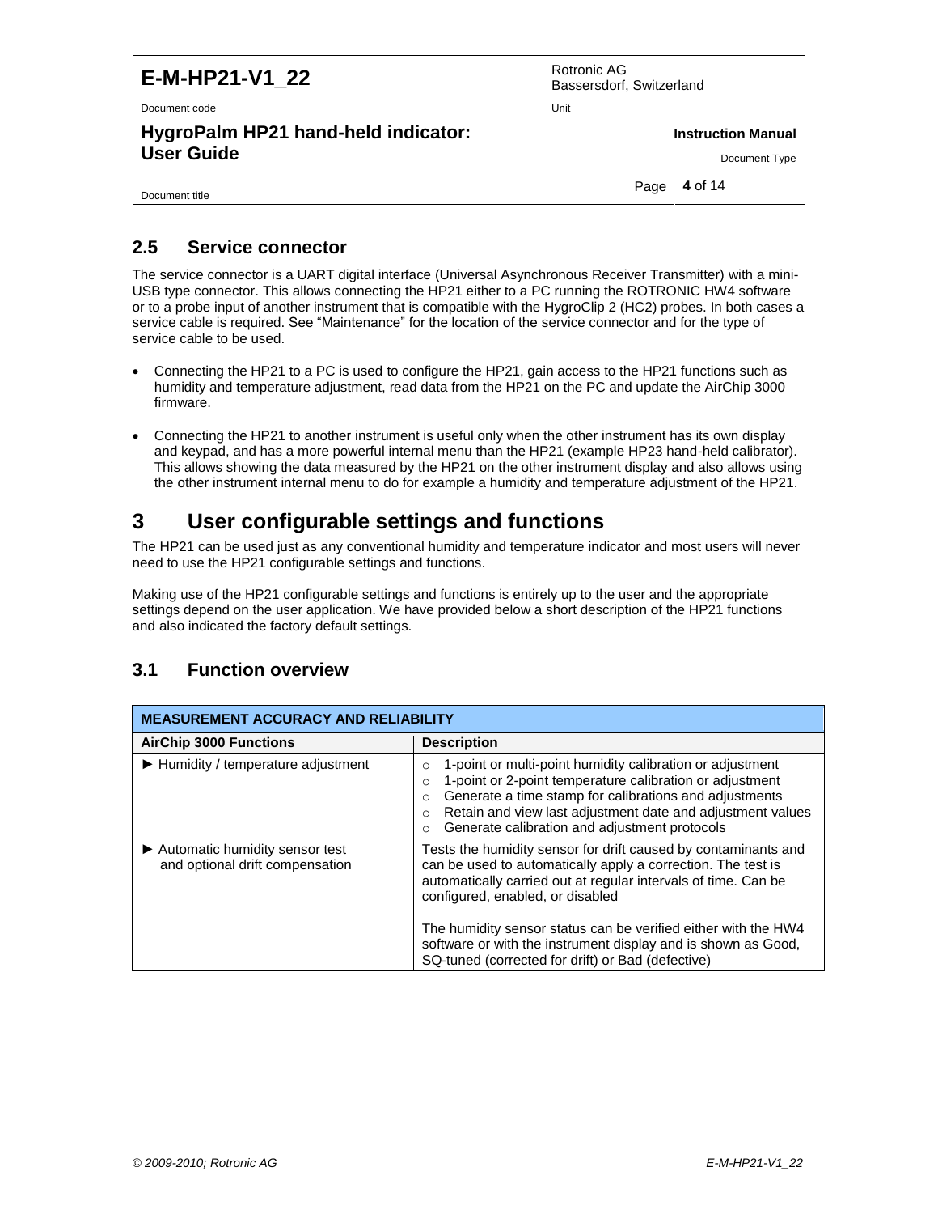## 2.5 Service connector

The service connector is a UART digital interface (Universal Asynchronous Receiver Transmitter) with a mini-USB type connector. This allows connecting the HP21 either to a PC running the ROTRONIC HW4 software or to a probe input of another instrument that is compatible with the HygroClip 2 (HC2) probes. In both cases a service cable is required. See "Maintenance" for the location of the service connector and for the type of service cable to be used.

- Connecting the HP21 to a PC is used to configure the HP21, gain access to the HP21 functions such as humidity and temperature adjustment, read data from the HP21 on the PC and update the AirChip 3000 firmware.

- Connecting the HP21 to another instrument is useful only when the other instrument has its own display and keypad, and has a more powerful internal menu than the HP21 (example HP23 hand-held calibrator). This allows showing the data measured by the HP21 on the other instrument display and also allows using the other instrument internal menu to do for example a humidity and temperature adjustment of the HP21.

# 3 User configurable settings and functions

The HP21 can be used just as any conventional humidity and temperature indicator and most users will never need to use the HP21 configurable settings and functions.

Making use of the HP21 configurable settings and functions is entirely up to the user and the appropriate settings depend on the user application. We have provided below a short description of the HP21 functions and also indicated the factory default settings.

## 3.1 Function overview

| **MEASUREMENT ACCURACY AND RELIABILITY** | |
|---|---|
| **AirChip 3000 Functions** | **Description** |
| ► Humidity / temperature adjustment | ○ 1-point or multi-point humidity calibration or adjustment<br>○ 1-point or 2-point temperature calibration or adjustment<br>○ Generate a time stamp for calibrations and adjustments<br>○ Retain and view last adjustment date and adjustment values<br>○ Generate calibration and adjustment protocols |
| ► Automatic humidity sensor test and optional drift compensation | Tests the humidity sensor for drift caused by contaminants and can be used to automatically apply a correction. The test is automatically carried out at regular intervals of time. Can be configured, enabled, or disabled<br><br>The humidity sensor status can be verified either with the HW4 software or with the instrument display and is shown as Good, SQ-tuned (corrected for drift) or Bad (defective) |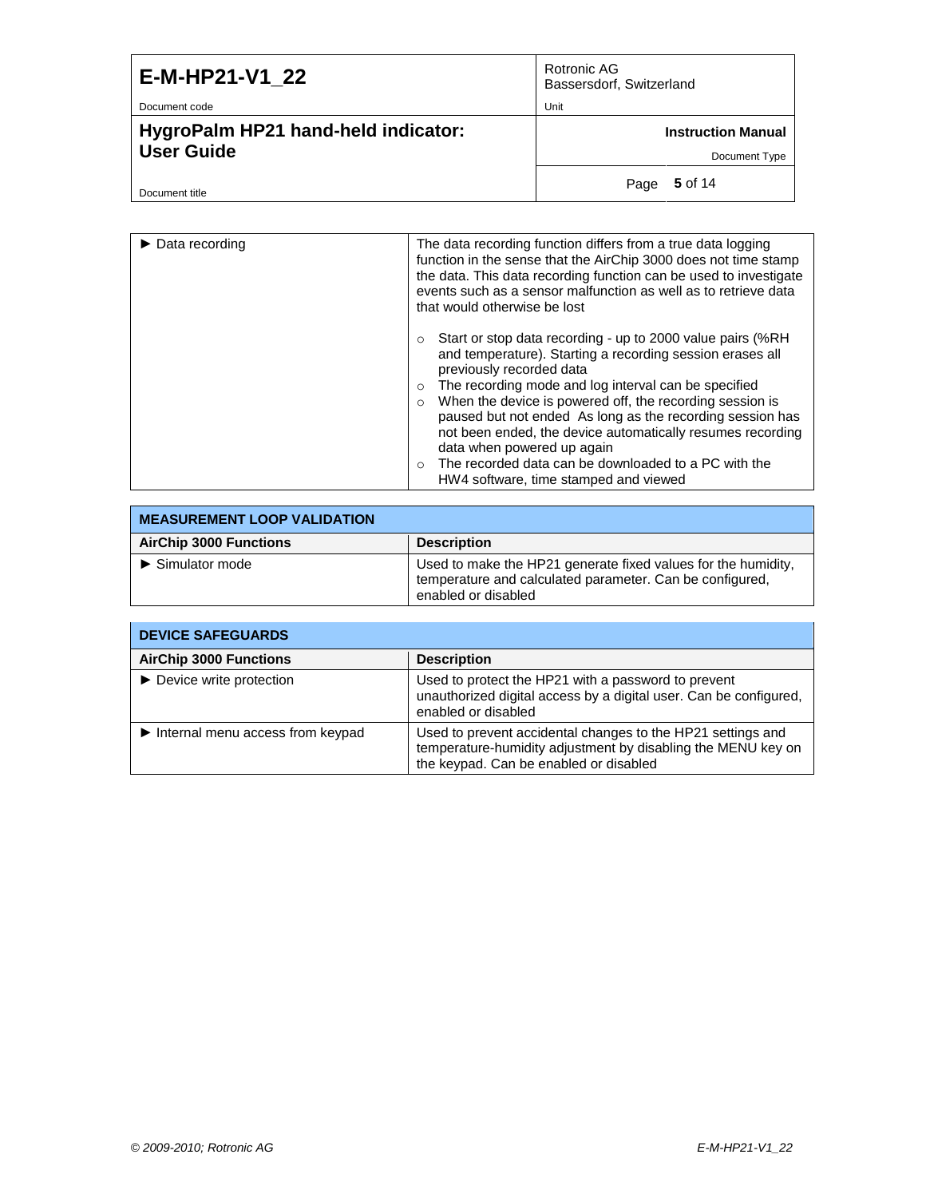| | |
|---|---|
| ► Data recording | The data recording function differs from a true data logging function in the sense that the AirChip 3000 does not time stamp the data. This data recording function can be used to investigate events such as a sensor malfunction as well as to retrieve data that would otherwise be lost<br><br>○ Start or stop data recording - up to 2000 value pairs (%RH and temperature). Starting a recording session erases all previously recorded data<br>○ The recording mode and log interval can be specified<br>○ When the device is powered off, the recording session is paused but not ended  As long as the recording session has not been ended, the device automatically resumes recording data when powered up again<br>○ The recorded data can be downloaded to a PC with the HW4 software, time stamped and viewed |

| **MEASUREMENT LOOP VALIDATION** | |
|---|---|
| **AirChip 3000 Functions** | **Description** |
| ► Simulator mode | Used to make the HP21 generate fixed values for the humidity, temperature and calculated parameter. Can be configured, enabled or disabled |

| **DEVICE SAFEGUARDS** | |
|---|---|
| **AirChip 3000 Functions** | **Description** |
| ► Device write protection | Used to protect the HP21 with a password to prevent unauthorized digital access by a digital user. Can be configured, enabled or disabled |
| ► Internal menu access from keypad | Used to prevent accidental changes to the HP21 settings and temperature-humidity adjustment by disabling the MENU key on the keypad. Can be enabled or disabled |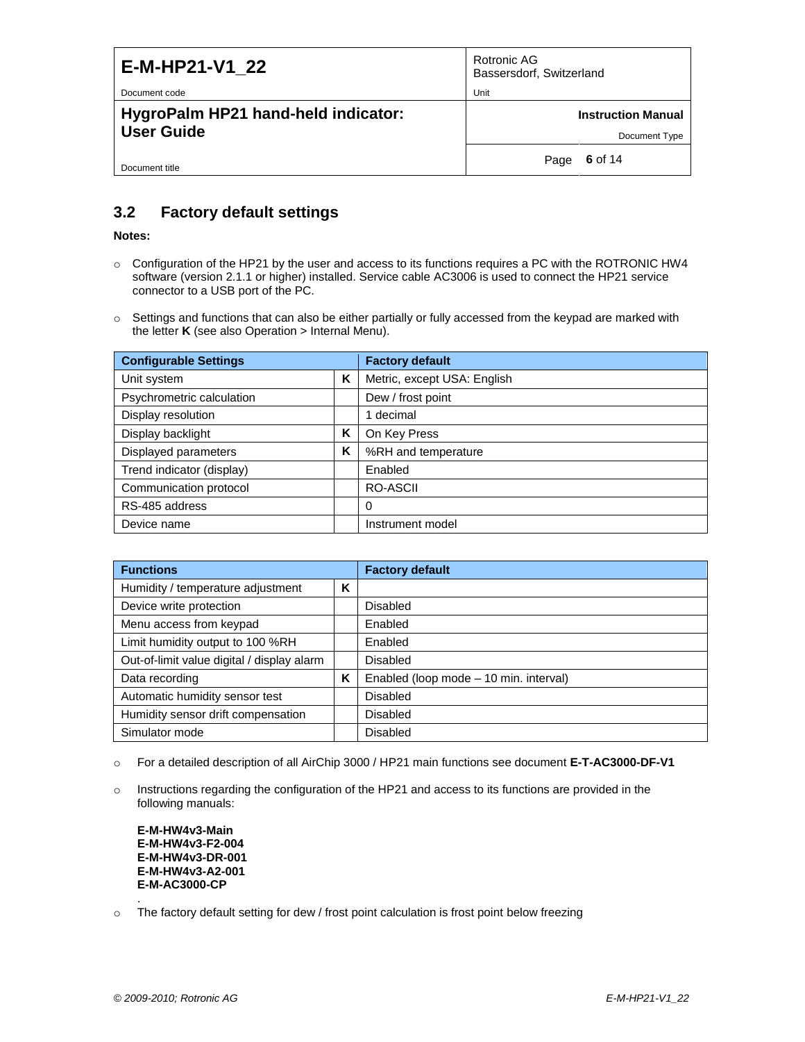## 3.2 Factory default settings

**Notes:**

- Configuration of the HP21 by the user and access to its functions requires a PC with the ROTRONIC HW4 software (version 2.1.1 or higher) installed. Service cable AC3006 is used to connect the HP21 service connector to a USB port of the PC.
- Settings and functions that can also be either partially or fully accessed from the keypad are marked with the letter **K** (see also Operation > Internal Menu).

| Configurable Settings | | Factory default |
|---|---|---|
| Unit system | K | Metric, except USA: English |
| Psychrometric calculation | | Dew / frost point |
| Display resolution | | 1 decimal |
| Display backlight | K | On Key Press |
| Displayed parameters | K | %RH and temperature |
| Trend indicator (display) | | Enabled |
| Communication protocol | | RO-ASCII |
| RS-485 address | | 0 |
| Device name | | Instrument model |

| Functions | | Factory default |
|---|---|---|
| Humidity / temperature adjustment | K | |
| Device write protection | | Disabled |
| Menu access from keypad | | Enabled |
| Limit humidity output to 100 %RH | | Enabled |
| Out-of-limit value digital / display alarm | | Disabled |
| Data recording | K | Enabled (loop mode – 10 min. interval) |
| Automatic humidity sensor test | | Disabled |
| Humidity sensor drift compensation | | Disabled |
| Simulator mode | | Disabled |

- For a detailed description of all AirChip 3000 / HP21 main functions see document **E-T-AC3000-DF-V1**
- Instructions regarding the configuration of the HP21 and access to its functions are provided in the following manuals:

  **E-M-HW4v3-Main**
  **E-M-HW4v3-F2-004**
  **E-M-HW4v3-DR-001**
  **E-M-HW4v3-A2-001**
  **E-M-AC3000-CP**
  .
- The factory default setting for dew / frost point calculation is frost point below freezing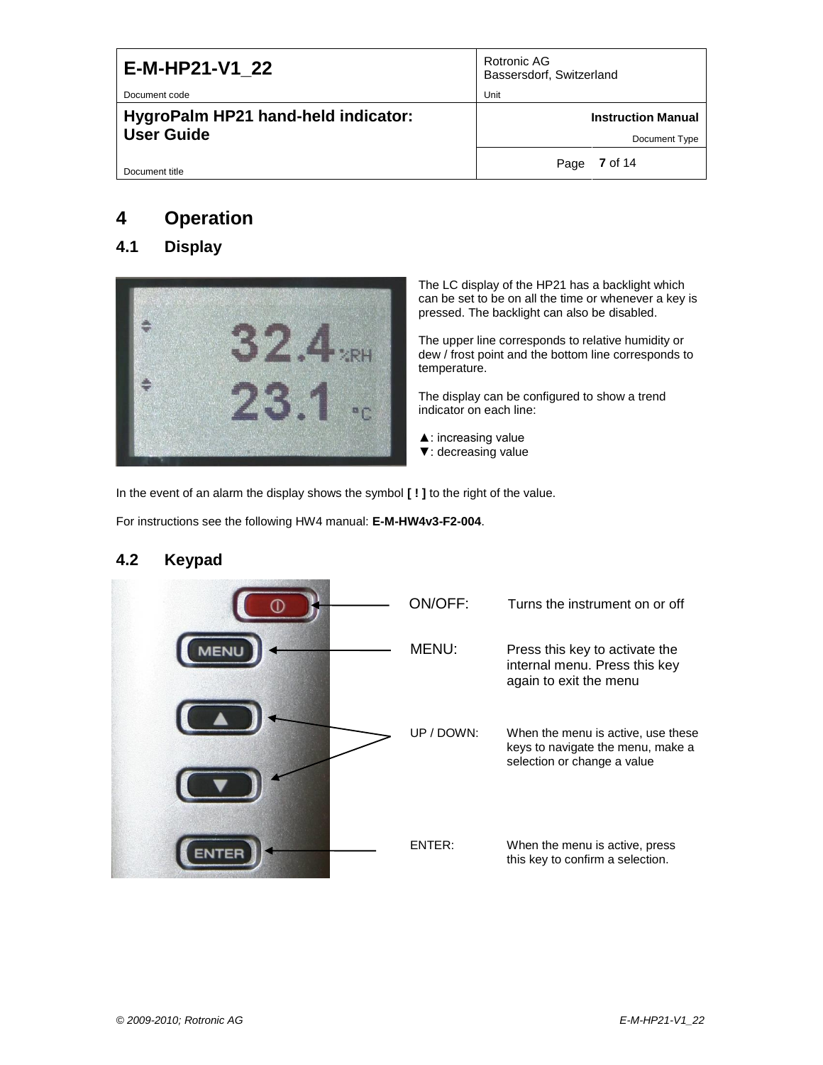# 4 Operation

## 4.1 Display

The LC display of the HP21 has a backlight which can be set to be on all the time or whenever a key is pressed. The backlight can also be disabled.

The upper line corresponds to relative humidity or dew / frost point and the bottom line corresponds to temperature.

The display can be configured to show a trend indicator on each line:

▲: increasing value
▼: decreasing value

In the event of an alarm the display shows the symbol **[ ! ]** to the right of the value.

For instructions see the following HW4 manual: **E-M-HW4v3-F2-004**.

## 4.2 Keypad

| Key | Function |
|---|---|
| ON/OFF: | Turns the instrument on or off |
| MENU: | Press this key to activate the internal menu. Press this key again to exit the menu |
| UP / DOWN: | When the menu is active, use these keys to navigate the menu, make a selection or change a value |
| ENTER: | When the menu is active, press this key to confirm a selection. |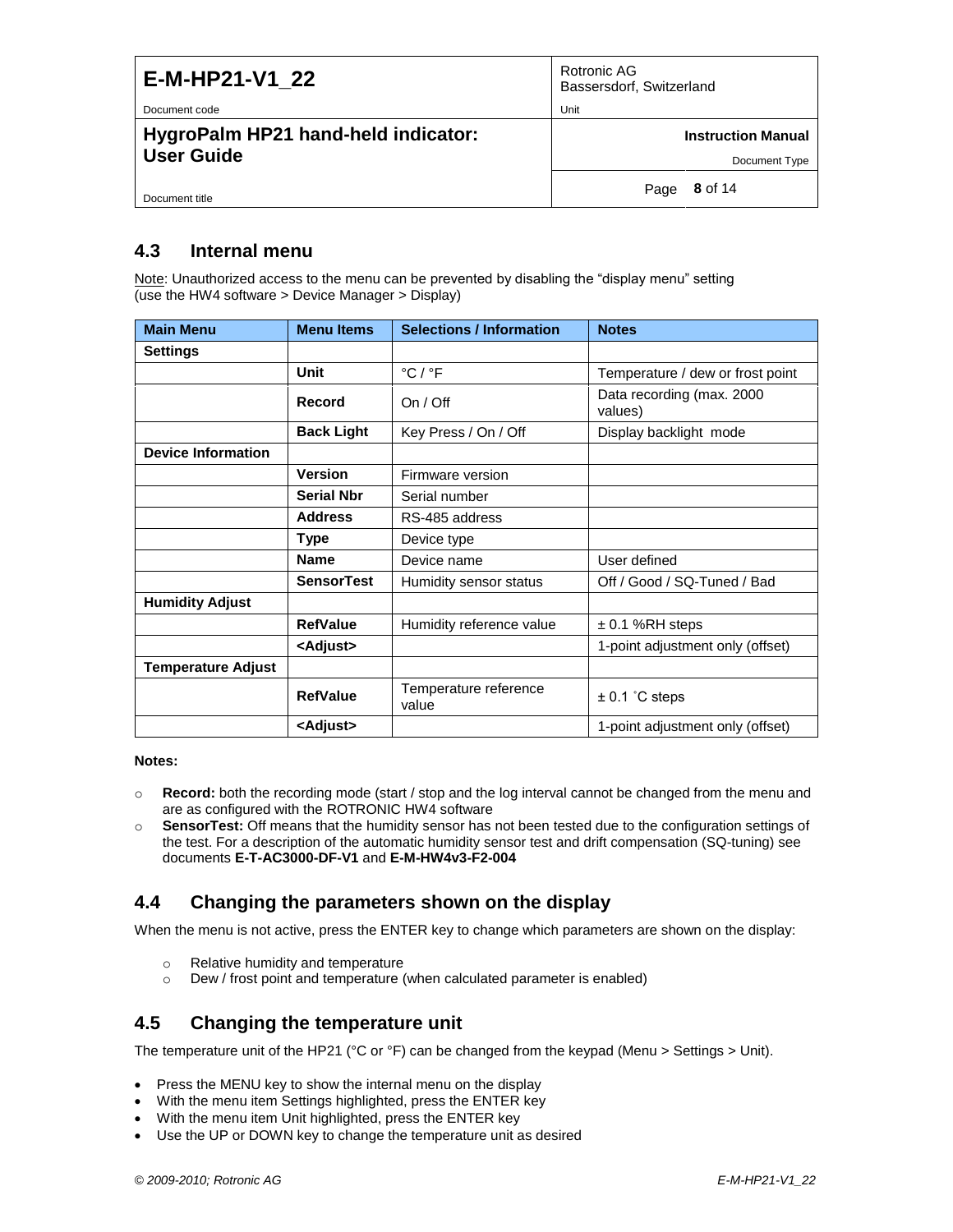## 4.3 Internal menu

Note: Unauthorized access to the menu can be prevented by disabling the "display menu" setting (use the HW4 software > Device Manager > Display)

| Main Menu | Menu Items | Selections / Information | Notes |
|---|---|---|---|
| **Settings** | | | |
| | **Unit** | °C / °F | Temperature / dew or frost point |
| | **Record** | On / Off | Data recording (max. 2000 values) |
| | **Back Light** | Key Press / On / Off | Display backlight mode |
| **Device Information** | | | |
| | **Version** | Firmware version | |
| | **Serial Nbr** | Serial number | |
| | **Address** | RS-485 address | |
| | **Type** | Device type | |
| | **Name** | Device name | User defined |
| | **SensorTest** | Humidity sensor status | Off / Good / SQ-Tuned / Bad |
| **Humidity Adjust** | | | |
| | **RefValue** | Humidity reference value | ± 0.1 %RH steps |
| | **<Adjust>** | | 1-point adjustment only (offset) |
| **Temperature Adjust** | | | |
| | **RefValue** | Temperature reference value | ± 0.1 °C steps |
| | **<Adjust>** | | 1-point adjustment only (offset) |

**Notes:**

- **Record:** both the recording mode (start / stop and the log interval cannot be changed from the menu and are as configured with the ROTRONIC HW4 software
- **SensorTest:** Off means that the humidity sensor has not been tested due to the configuration settings of the test. For a description of the automatic humidity sensor test and drift compensation (SQ-tuning) see documents **E-T-AC3000-DF-V1** and **E-M-HW4v3-F2-004**

## 4.4 Changing the parameters shown on the display

When the menu is not active, press the ENTER key to change which parameters are shown on the display:

- Relative humidity and temperature
- Dew / frost point and temperature (when calculated parameter is enabled)

## 4.5 Changing the temperature unit

The temperature unit of the HP21 (°C or °F) can be changed from the keypad (Menu > Settings > Unit).

- Press the MENU key to show the internal menu on the display
- With the menu item Settings highlighted, press the ENTER key
- With the menu item Unit highlighted, press the ENTER key
- Use the UP or DOWN key to change the temperature unit as desired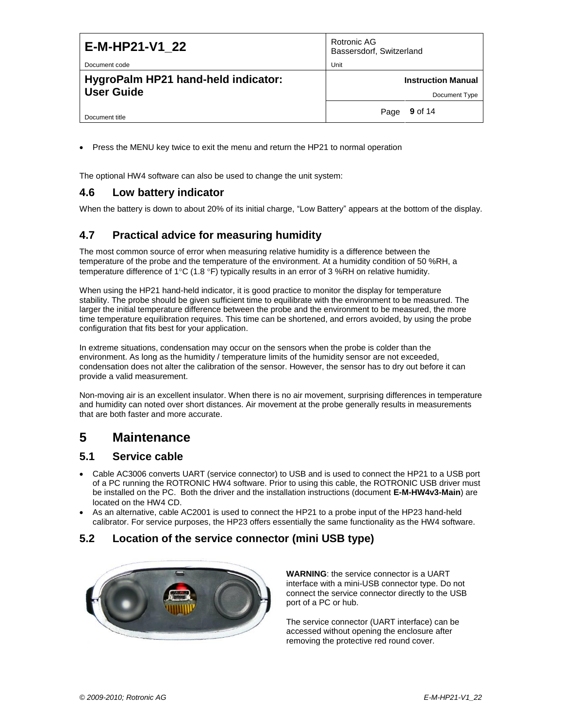- Press the MENU key twice to exit the menu and return the HP21 to normal operation

The optional HW4 software can also be used to change the unit system:

## 4.6 Low battery indicator

When the battery is down to about 20% of its initial charge, “Low Battery” appears at the bottom of the display.

## 4.7 Practical advice for measuring humidity

The most common source of error when measuring relative humidity is a difference between the temperature of the probe and the temperature of the environment. At a humidity condition of 50 %RH, a temperature difference of 1°C (1.8 °F) typically results in an error of 3 %RH on relative humidity.

When using the HP21 hand-held indicator, it is good practice to monitor the display for temperature stability. The probe should be given sufficient time to equilibrate with the environment to be measured. The larger the initial temperature difference between the probe and the environment to be measured, the more time temperature equilibration requires. This time can be shortened, and errors avoided, by using the probe configuration that fits best for your application.

In extreme situations, condensation may occur on the sensors when the probe is colder than the environment. As long as the humidity / temperature limits of the humidity sensor are not exceeded, condensation does not alter the calibration of the sensor. However, the sensor has to dry out before it can provide a valid measurement.

Non-moving air is an excellent insulator. When there is no air movement, surprising differences in temperature and humidity can noted over short distances. Air movement at the probe generally results in measurements that are both faster and more accurate.

# 5 Maintenance

## 5.1 Service cable

- Cable AC3006 converts UART (service connector) to USB and is used to connect the HP21 to a USB port of a PC running the ROTRONIC HW4 software. Prior to using this cable, the ROTRONIC USB driver must be installed on the PC. Both the driver and the installation instructions (document **E-M-HW4v3-Main**) are located on the HW4 CD.
- As an alternative, cable AC2001 is used to connect the HP21 to a probe input of the HP23 hand-held calibrator. For service purposes, the HP23 offers essentially the same functionality as the HW4 software.

## 5.2 Location of the service connector (mini USB type)

**WARNING**: the service connector is a UART interface with a mini-USB connector type. Do not connect the service connector directly to the USB port of a PC or hub.

The service connector (UART interface) can be accessed without opening the enclosure after removing the protective red round cover.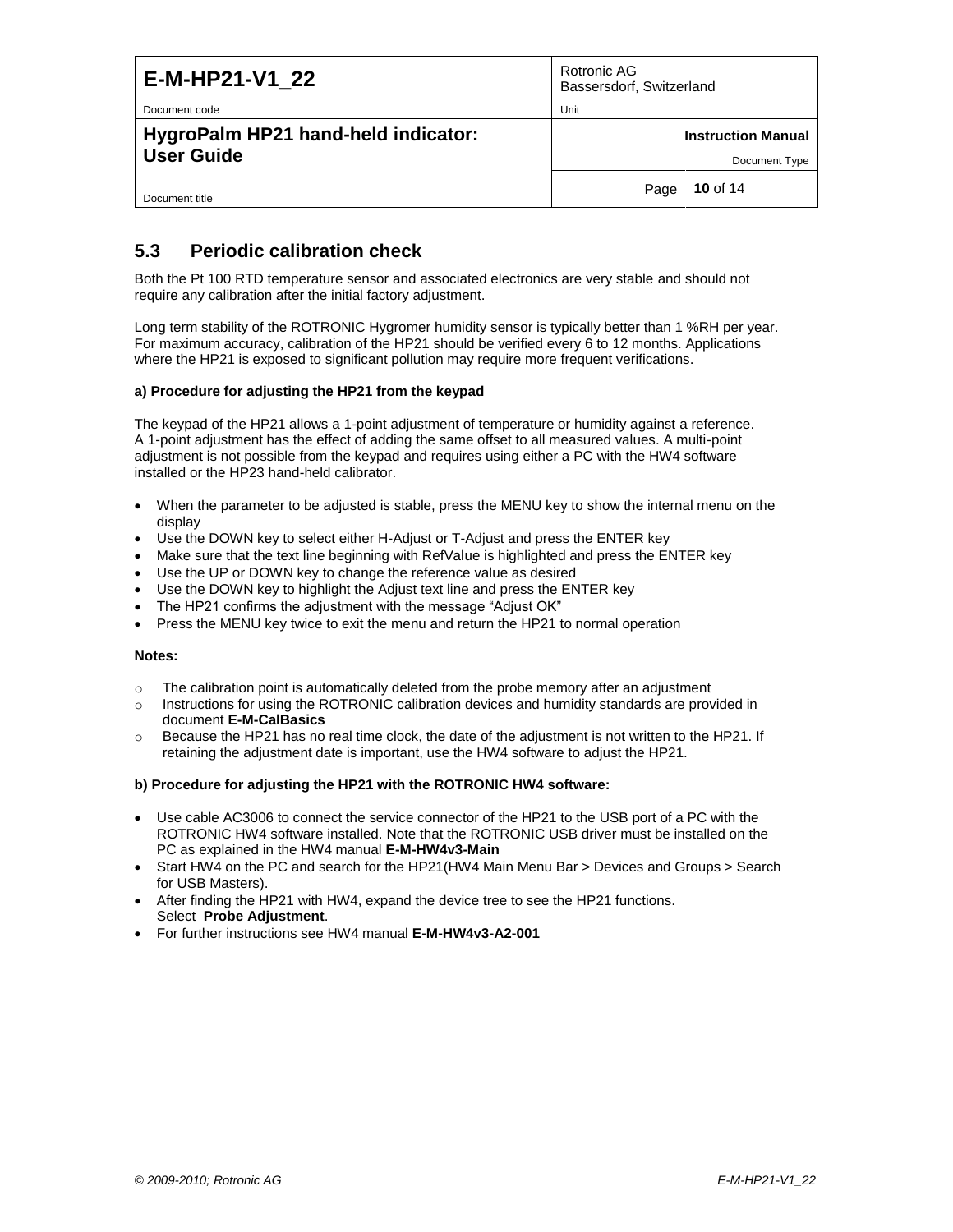## 5.3 Periodic calibration check

Both the Pt 100 RTD temperature sensor and associated electronics are very stable and should not require any calibration after the initial factory adjustment.

Long term stability of the ROTRONIC Hygromer humidity sensor is typically better than 1 %RH per year. For maximum accuracy, calibration of the HP21 should be verified every 6 to 12 months. Applications where the HP21 is exposed to significant pollution may require more frequent verifications.

**a) Procedure for adjusting the HP21 from the keypad**

The keypad of the HP21 allows a 1-point adjustment of temperature or humidity against a reference. A 1-point adjustment has the effect of adding the same offset to all measured values. A multi-point adjustment is not possible from the keypad and requires using either a PC with the HW4 software installed or the HP23 hand-held calibrator.

- When the parameter to be adjusted is stable, press the MENU key to show the internal menu on the display
- Use the DOWN key to select either H-Adjust or T-Adjust and press the ENTER key
- Make sure that the text line beginning with RefValue is highlighted and press the ENTER key
- Use the UP or DOWN key to change the reference value as desired
- Use the DOWN key to highlight the Adjust text line and press the ENTER key
- The HP21 confirms the adjustment with the message "Adjust OK"
- Press the MENU key twice to exit the menu and return the HP21 to normal operation

**Notes:**

- The calibration point is automatically deleted from the probe memory after an adjustment
- Instructions for using the ROTRONIC calibration devices and humidity standards are provided in document **E-M-CalBasics**
- Because the HP21 has no real time clock, the date of the adjustment is not written to the HP21. If retaining the adjustment date is important, use the HW4 software to adjust the HP21.

**b) Procedure for adjusting the HP21 with the ROTRONIC HW4 software:**

- Use cable AC3006 to connect the service connector of the HP21 to the USB port of a PC with the ROTRONIC HW4 software installed. Note that the ROTRONIC USB driver must be installed on the PC as explained in the HW4 manual **E-M-HW4v3-Main**
- Start HW4 on the PC and search for the HP21(HW4 Main Menu Bar > Devices and Groups > Search for USB Masters).
- After finding the HP21 with HW4, expand the device tree to see the HP21 functions. Select **Probe Adjustment**.
- For further instructions see HW4 manual **E-M-HW4v3-A2-001**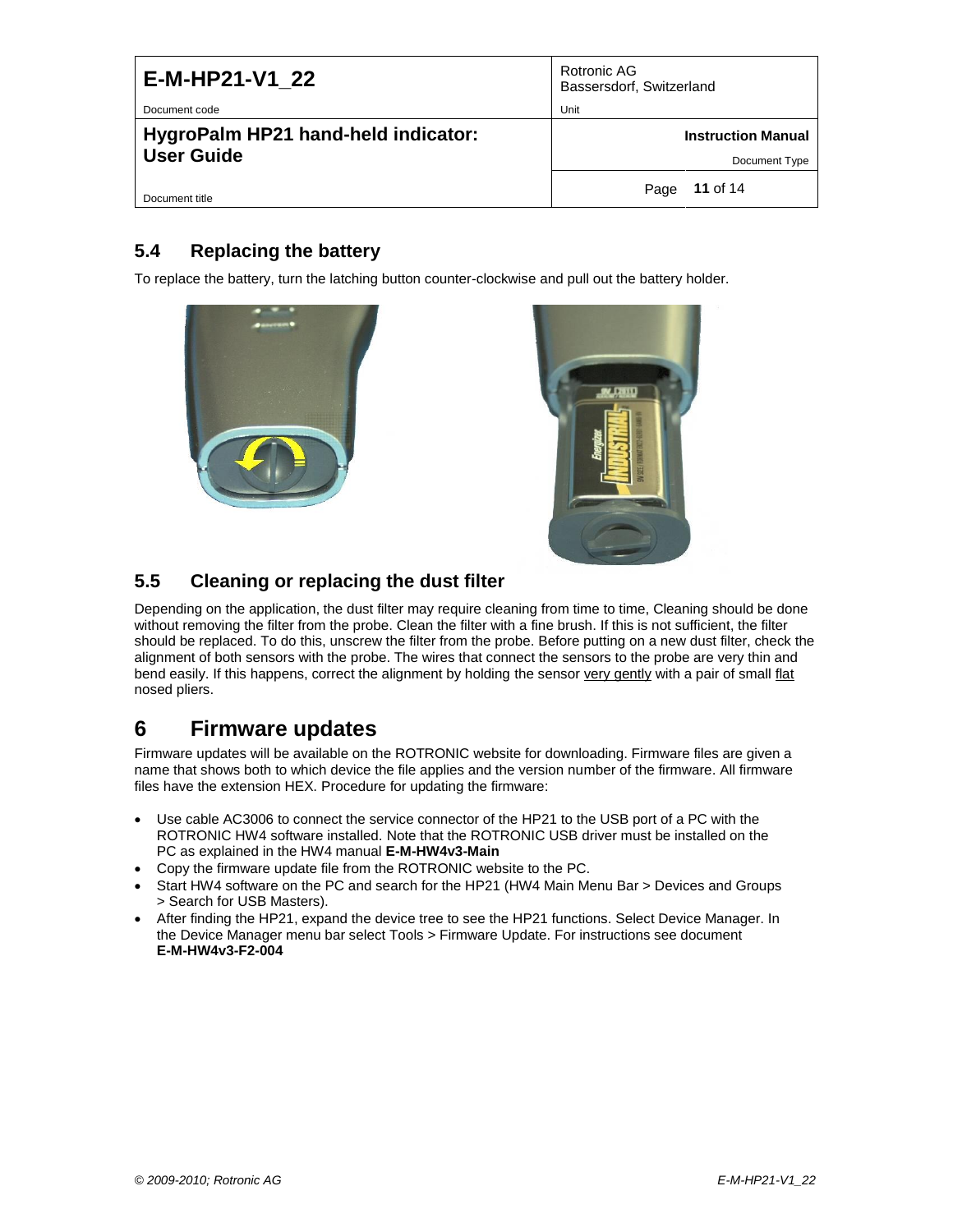## 5.4 Replacing the battery

To replace the battery, turn the latching button counter-clockwise and pull out the battery holder.

## 5.5 Cleaning or replacing the dust filter

Depending on the application, the dust filter may require cleaning from time to time, Cleaning should be done without removing the filter from the probe. Clean the filter with a fine brush. If this is not sufficient, the filter should be replaced. To do this, unscrew the filter from the probe. Before putting on a new dust filter, check the alignment of both sensors with the probe. The wires that connect the sensors to the probe are very thin and bend easily. If this happens, correct the alignment by holding the sensor very gently with a pair of small flat nosed pliers.

# 6 Firmware updates

Firmware updates will be available on the ROTRONIC website for downloading. Firmware files are given a name that shows both to which device the file applies and the version number of the firmware. All firmware files have the extension HEX. Procedure for updating the firmware:

- Use cable AC3006 to connect the service connector of the HP21 to the USB port of a PC with the ROTRONIC HW4 software installed. Note that the ROTRONIC USB driver must be installed on the PC as explained in the HW4 manual **E-M-HW4v3-Main**
- Copy the firmware update file from the ROTRONIC website to the PC.
- Start HW4 software on the PC and search for the HP21 (HW4 Main Menu Bar > Devices and Groups > Search for USB Masters).
- After finding the HP21, expand the device tree to see the HP21 functions. Select Device Manager. In the Device Manager menu bar select Tools > Firmware Update. For instructions see document **E-M-HW4v3-F2-004**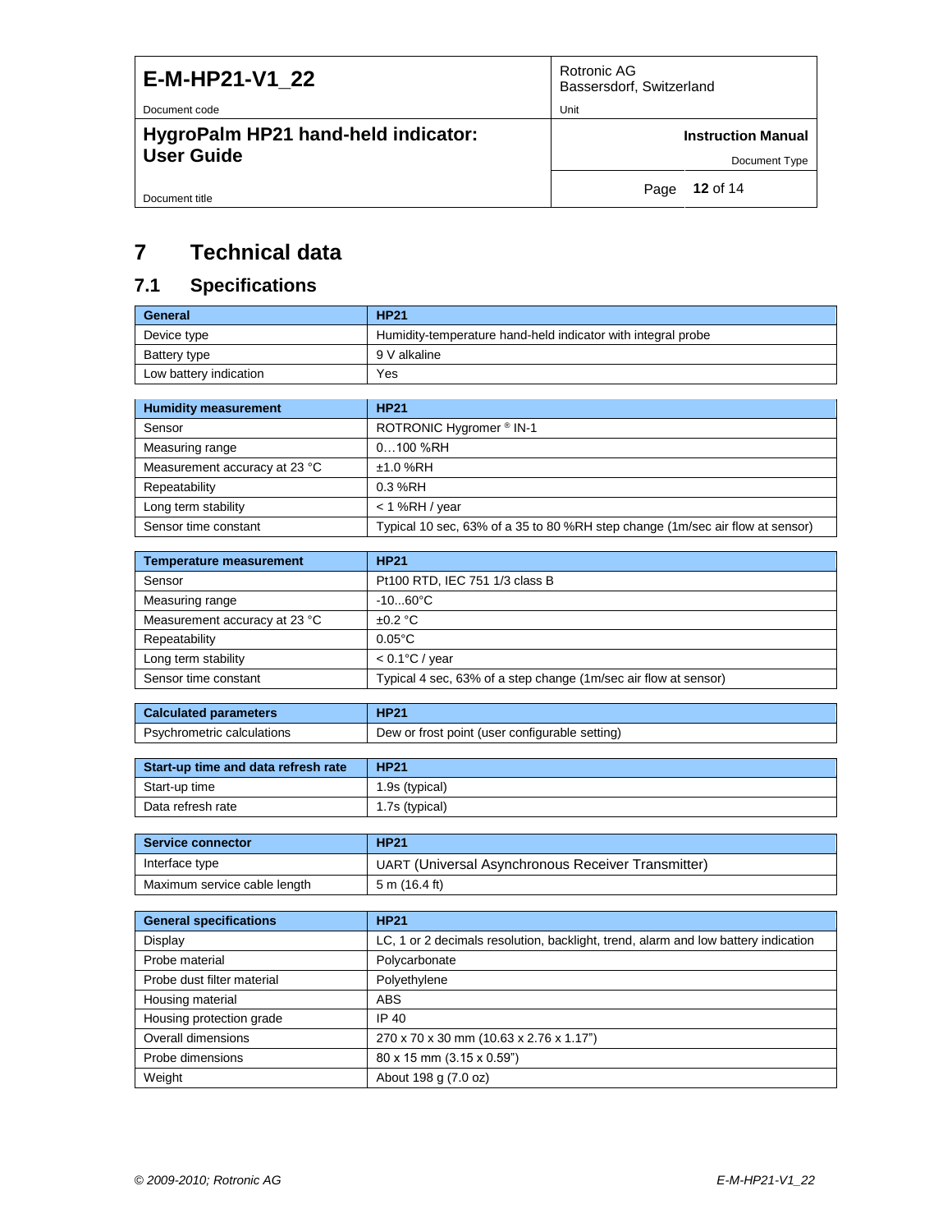# 7 Technical data

## 7.1 Specifications

| General | HP21 |
| --- | --- |
| Device type | Humidity-temperature hand-held indicator with integral probe |
| Battery type | 9 V alkaline |
| Low battery indication | Yes |

| Humidity measurement | HP21 |
| --- | --- |
| Sensor | ROTRONIC Hygromer ® IN-1 |
| Measuring range | 0…100 %RH |
| Measurement accuracy at 23 °C | ±1.0 %RH |
| Repeatability | 0.3 %RH |
| Long term stability | < 1 %RH / year |
| Sensor time constant | Typical 10 sec, 63% of a 35 to 80 %RH step change (1m/sec air flow at sensor) |

| Temperature measurement | HP21 |
| --- | --- |
| Sensor | Pt100 RTD, IEC 751 1/3 class B |
| Measuring range | -10...60°C |
| Measurement accuracy at 23 °C | ±0.2 °C |
| Repeatability | 0.05°C |
| Long term stability | < 0.1°C / year |
| Sensor time constant | Typical 4 sec, 63% of a step change (1m/sec air flow at sensor) |

| Calculated parameters | HP21 |
| --- | --- |
| Psychrometric calculations | Dew or frost point (user configurable setting) |

| Start-up time and data refresh rate | HP21 |
| --- | --- |
| Start-up time | 1.9s (typical) |
| Data refresh rate | 1.7s (typical) |

| Service connector | HP21 |
| --- | --- |
| Interface type | UART (Universal Asynchronous Receiver Transmitter) |
| Maximum service cable length | 5 m (16.4 ft) |

| General specifications | HP21 |
| --- | --- |
| Display | LC, 1 or 2 decimals resolution, backlight, trend, alarm and low battery indication |
| Probe material | Polycarbonate |
| Probe dust filter material | Polyethylene |
| Housing material | ABS |
| Housing protection grade | IP 40 |
| Overall dimensions | 270 x 70 x 30 mm (10.63 x 2.76 x 1.17") |
| Probe dimensions | 80 x 15 mm (3.15 x 0.59") |
| Weight | About 198 g (7.0 oz) |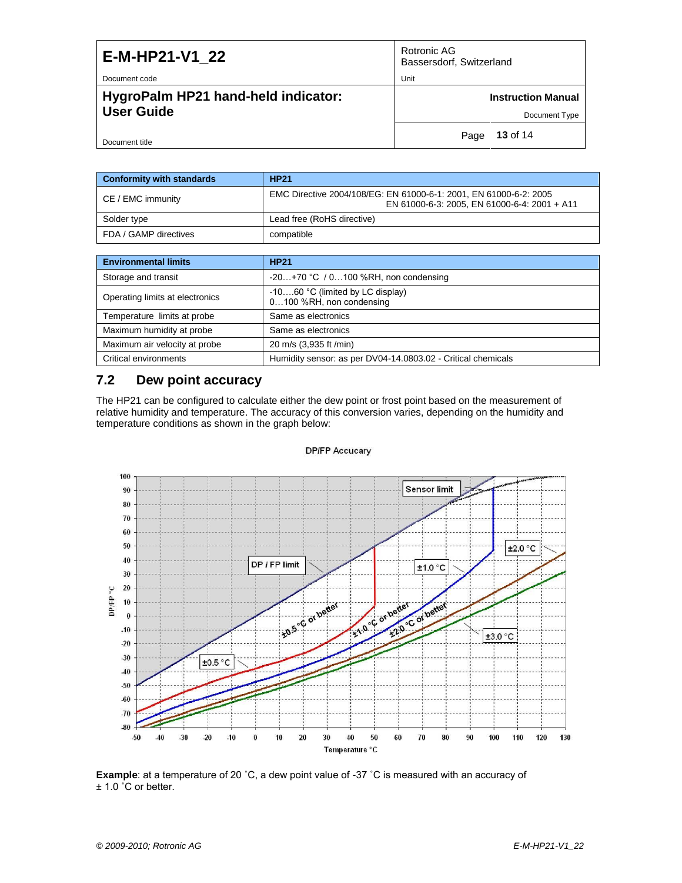| Conformity with standards | HP21 |
|---|---|
| CE / EMC immunity | EMC Directive 2004/108/EG: EN 61000-6-1: 2001, EN 61000-6-2: 2005 EN 61000-6-3: 2005, EN 61000-6-4: 2001 + A11 |
| Solder type | Lead free (RoHS directive) |
| FDA / GAMP directives | compatible |

| Environmental limits | HP21 |
|---|---|
| Storage and transit | -20…+70 °C / 0…100 %RH, non condensing |
| Operating limits at electronics | -10….60 °C (limited by LC display) 0…100 %RH, non condensing |
| Temperature limits at probe | Same as electronics |
| Maximum humidity at probe | Same as electronics |
| Maximum air velocity at probe | 20 m/s (3,935 ft /min) |
| Critical environments | Humidity sensor: as per DV04-14.0803.02 - Critical chemicals |

## 7.2 Dew point accuracy

The HP21 can be configured to calculate either the dew point or frost point based on the measurement of relative humidity and temperature. The accuracy of this conversion varies, depending on the humidity and temperature conditions as shown in the graph below:

**Example**: at a temperature of 20 ˚C, a dew point value of -37 ˚C is measured with an accuracy of ± 1.0 ˚C or better.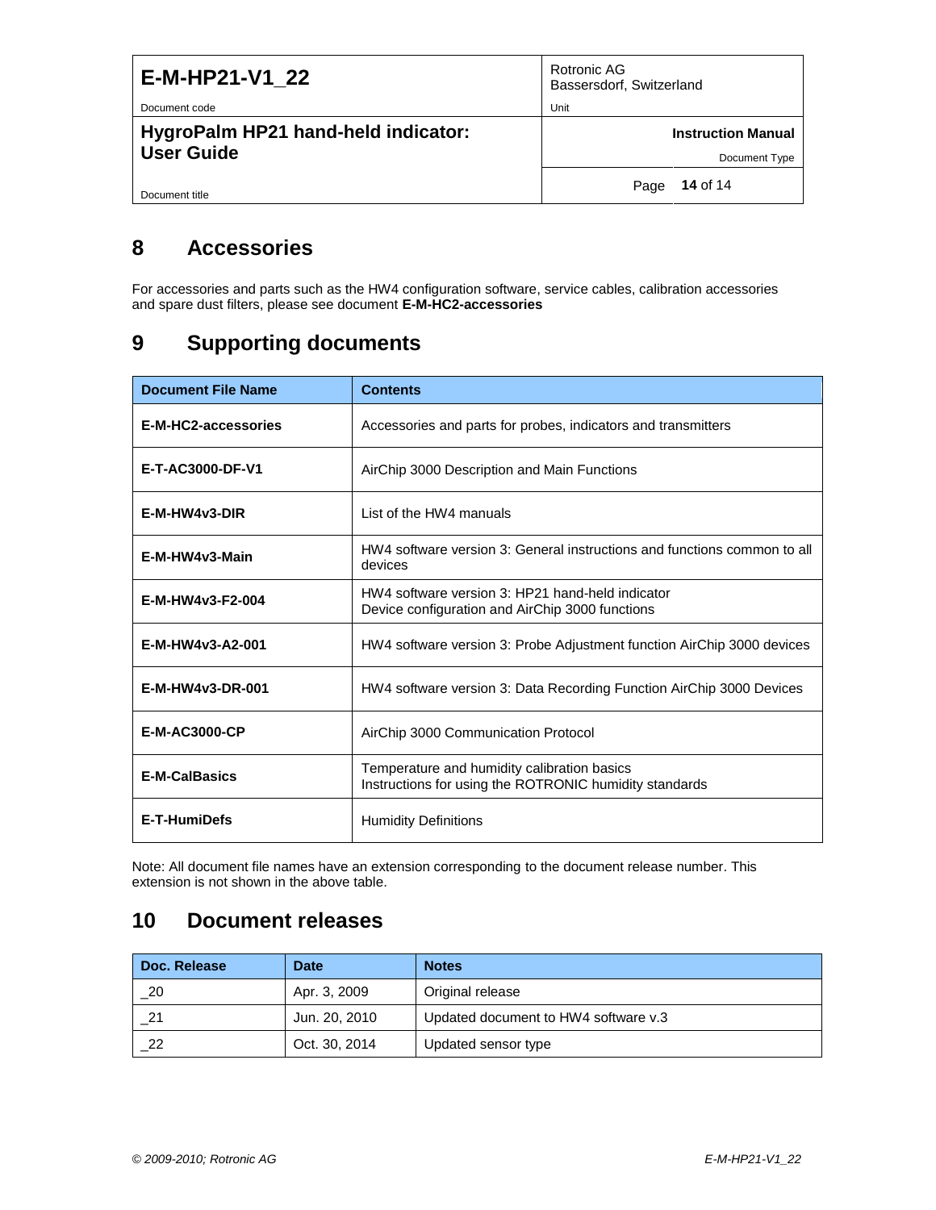# 8 Accessories

For accessories and parts such as the HW4 configuration software, service cables, calibration accessories and spare dust filters, please see document **E-M-HC2-accessories**

# 9 Supporting documents

| Document File Name | Contents |
|---|---|
| **E-M-HC2-accessories** | Accessories and parts for probes, indicators and transmitters |
| **E-T-AC3000-DF-V1** | AirChip 3000 Description and Main Functions |
| **E-M-HW4v3-DIR** | List of the HW4 manuals |
| **E-M-HW4v3-Main** | HW4 software version 3: General instructions and functions common to all devices |
| **E-M-HW4v3-F2-004** | HW4 software version 3: HP21 hand-held indicator<br>Device configuration and AirChip 3000 functions |
| **E-M-HW4v3-A2-001** | HW4 software version 3: Probe Adjustment function AirChip 3000 devices |
| **E-M-HW4v3-DR-001** | HW4 software version 3: Data Recording Function AirChip 3000 Devices |
| **E-M-AC3000-CP** | AirChip 3000 Communication Protocol |
| **E-M-CalBasics** | Temperature and humidity calibration basics<br>Instructions for using the ROTRONIC humidity standards |
| **E-T-HumiDefs** | Humidity Definitions |

Note: All document file names have an extension corresponding to the document release number. This extension is not shown in the above table.

# 10 Document releases

| Doc. Release | Date | Notes |
|---|---|---|
| _20 | Apr. 3, 2009 | Original release |
| _21 | Jun. 20, 2010 | Updated document to HW4 software v.3 |
| _22 | Oct. 30, 2014 | Updated sensor type |